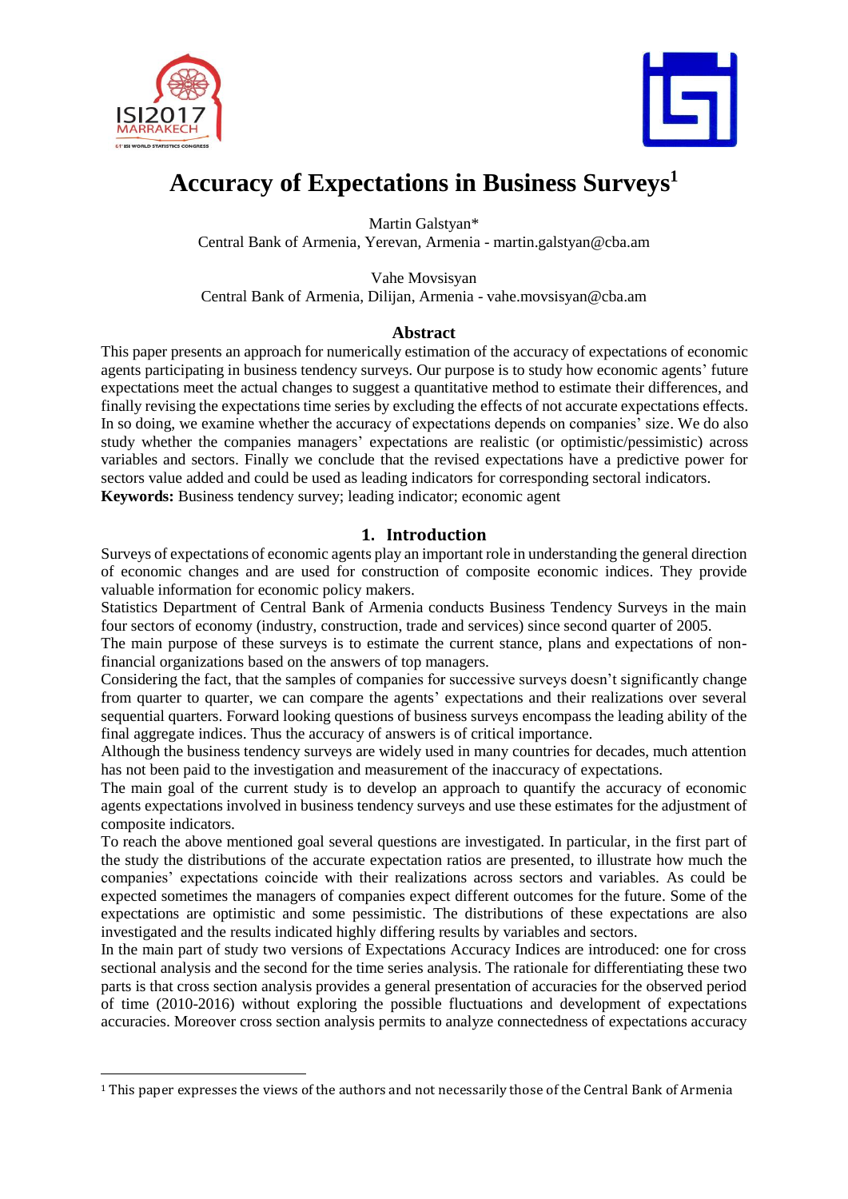# Accuracy of Expectations in Business Surveys[1]

Martin Galstyan*
Central Bank of Armenia, Yerevan, Armenia - martin.galstyan@cba.am

Vahe Movsisyan
Central Bank of Armenia, Dilijan, Armenia - vahe.movsisyan@cba.am

## Abstract

This paper presents an approach for numerically estimation of the accuracy of expectations of economic agents participating in business tendency surveys. Our purpose is to study how economic agents' future expectations meet the actual changes to suggest a quantitative method to estimate their differences, and finally revising the expectations time series by excluding the effects of not accurate expectations effects. In so doing, we examine whether the accuracy of expectations depends on companies' size. We do also study whether the companies managers' expectations are realistic (or optimistic/pessimistic) across variables and sectors. Finally we conclude that the revised expectations have a predictive power for sectors value added and could be used as leading indicators for corresponding sectoral indicators.

**Keywords:** Business tendency survey; leading indicator; economic agent

## 1. Introduction

Surveys of expectations of economic agents play an important role in understanding the general direction of economic changes and are used for construction of composite economic indices. They provide valuable information for economic policy makers.

Statistics Department of Central Bank of Armenia conducts Business Tendency Surveys in the main four sectors of economy (industry, construction, trade and services) since second quarter of 2005.

The main purpose of these surveys is to estimate the current stance, plans and expectations of non-financial organizations based on the answers of top managers.

Considering the fact, that the samples of companies for successive surveys doesn't significantly change from quarter to quarter, we can compare the agents' expectations and their realizations over several sequential quarters. Forward looking questions of business surveys encompass the leading ability of the final aggregate indices. Thus the accuracy of answers is of critical importance.

Although the business tendency surveys are widely used in many countries for decades, much attention has not been paid to the investigation and measurement of the inaccuracy of expectations.

The main goal of the current study is to develop an approach to quantify the accuracy of economic agents expectations involved in business tendency surveys and use these estimates for the adjustment of composite indicators.

To reach the above mentioned goal several questions are investigated. In particular, in the first part of the study the distributions of the accurate expectation ratios are presented, to illustrate how much the companies' expectations coincide with their realizations across sectors and variables. As could be expected sometimes the managers of companies expect different outcomes for the future. Some of the expectations are optimistic and some pessimistic. The distributions of these expectations are also investigated and the results indicated highly differing results by variables and sectors.

In the main part of study two versions of Expectations Accuracy Indices are introduced: one for cross sectional analysis and the second for the time series analysis. The rationale for differentiating these two parts is that cross section analysis provides a general presentation of accuracies for the observed period of time (2010-2016) without exploring the possible fluctuations and development of expectations accuracies. Moreover cross section analysis permits to analyze connectedness of expectations accuracy

[1] This paper expresses the views of the authors and not necessarily those of the Central Bank of Armenia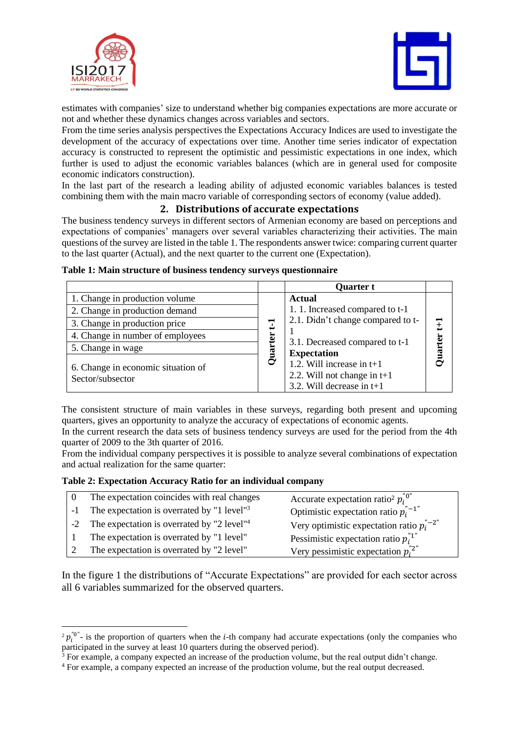estimates with companies' size to understand whether big companies expectations are more accurate or not and whether these dynamics changes across variables and sectors.
From the time series analysis perspectives the Expectations Accuracy Indices are used to investigate the development of the accuracy of expectations over time. Another time series indicator of expectation accuracy is constructed to represent the optimistic and pessimistic expectations in one index, which further is used to adjust the economic variables balances (which are in general used for composite economic indicators construction).
In the last part of the research a leading ability of adjusted economic variables balances is tested combining them with the main macro variable of corresponding sectors of economy (value added).

## 2. Distributions of accurate expectations

The business tendency surveys in different sectors of Armenian economy are based on perceptions and expectations of companies' managers over several variables characterizing their activities. The main questions of the survey are listed in the table 1. The respondents answer twice: comparing current quarter to the last quarter (Actual), and the next quarter to the current one (Expectation).

**Table 1: Main structure of business tendency surveys questionnaire**

| | | Quarter t | |
|---|---|---|---|
| 1. Change in production volume<br>2. Change in production demand<br>3. Change in production price<br>4. Change in number of employees<br>5. Change in wage<br>6. Change in economic situation of Sector/subsector | Quarter t-1 | **Actual**<br>1. 1. Increased compared to t-1<br>2.1. Didn't change compared to t-1<br>3.1. Decreased compared to t-1<br>**Expectation**<br>1.2. Will increase in t+1<br>2.2. Will not change in t+1<br>3.2. Will decrease in t+1 | Quarter t+1 |

The consistent structure of main variables in these surveys, regarding both present and upcoming quarters, gives an opportunity to analyze the accuracy of expectations of economic agents.
In the current research the data sets of business tendency surveys are used for the period from the 4th quarter of 2009 to the 3th quarter of 2016.
From the individual company perspectives it is possible to analyze several combinations of expectation and actual realization for the same quarter:

**Table 2: Expectation Accuracy Ratio for an individual company**

| | | |
|---|---|---|
| 0 | The expectation coincides with real changes | Accurate expectation ratio[2] $p_i^{"0"}$ |
| -1 | The expectation is overrated by "1 level"[3] | Optimistic expectation ratio $p_i^{"-1"}$ |
| -2 | The expectation is overrated by "2 level"[4] | Very optimistic expectation ratio $p_i^{"-2"}$ |
| 1 | The expectation is overrated by "1 level" | Pessimistic expectation ratio $p_i^{"1"}$ |
| 2 | The expectation is overrated by "2 level" | Very pessimistic expectation $p_i^{"2"}$ |

In the figure 1 the distributions of "Accurate Expectations" are provided for each sector across all 6 variables summarized for the observed quarters.

---

[2] $p_i^{"0"}$ - is the proportion of quarters when the $i$-th company had accurate expectations (only the companies who participated in the survey at least 10 quarters during the observed period).
[3] For example, a company expected an increase of the production volume, but the real output didn't change.
[4] For example, a company expected an increase of the production volume, but the real output decreased.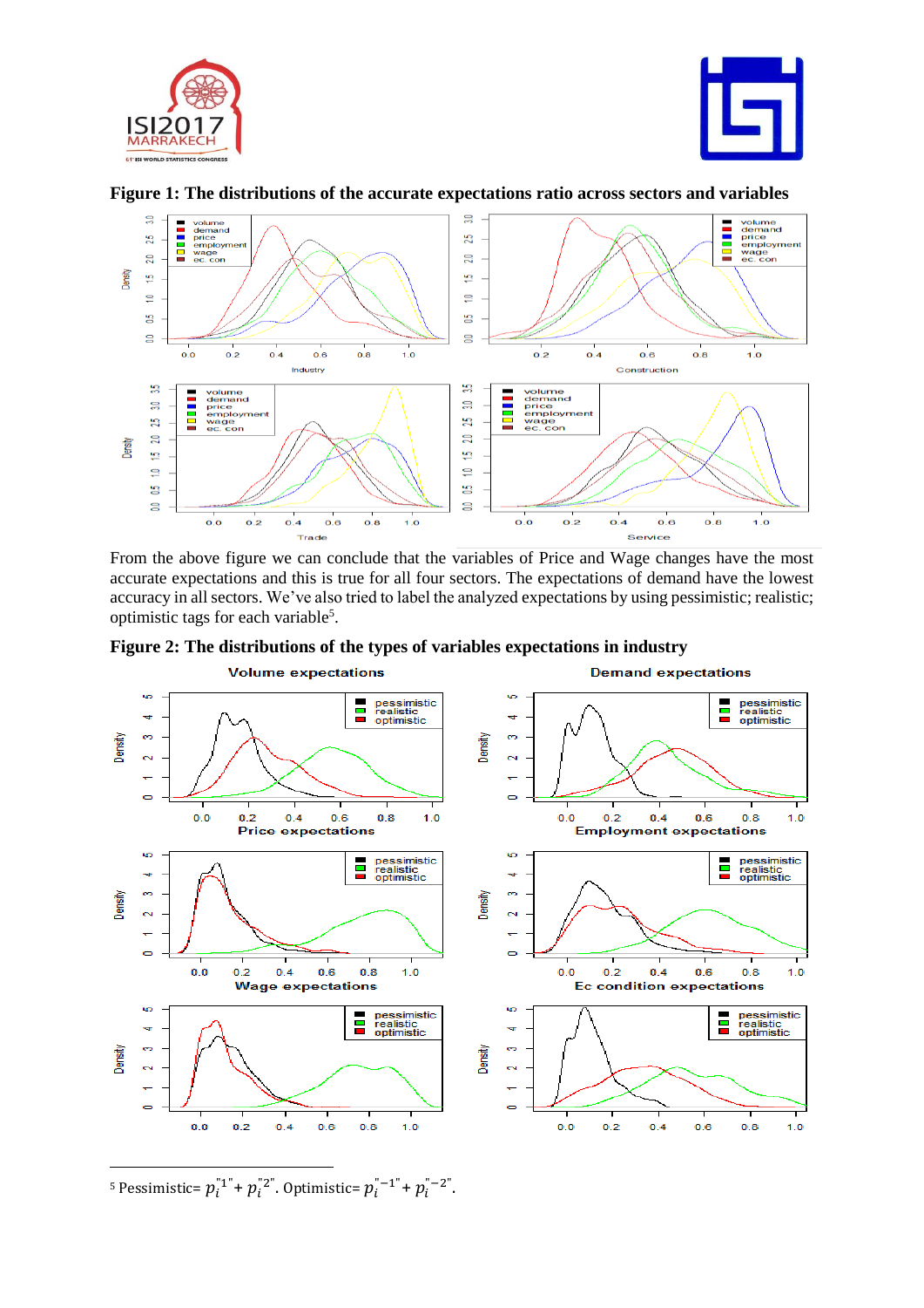**Figure 1: The distributions of the accurate expectations ratio across sectors and variables**

From the above figure we can conclude that the variables of Price and Wage changes have the most accurate expectations and this is true for all four sectors. The expectations of demand have the lowest accuracy in all sectors. We've also tried to label the analyzed expectations by using pessimistic; realistic; optimistic tags for each variable[5].

**Figure 2: The distributions of the types of variables expectations in industry**

---

[5] Pessimistic= $p_i^{"1"} + p_i^{"2"}$. Optimistic= $p_i^{"-1"} + p_i^{"-2"}$.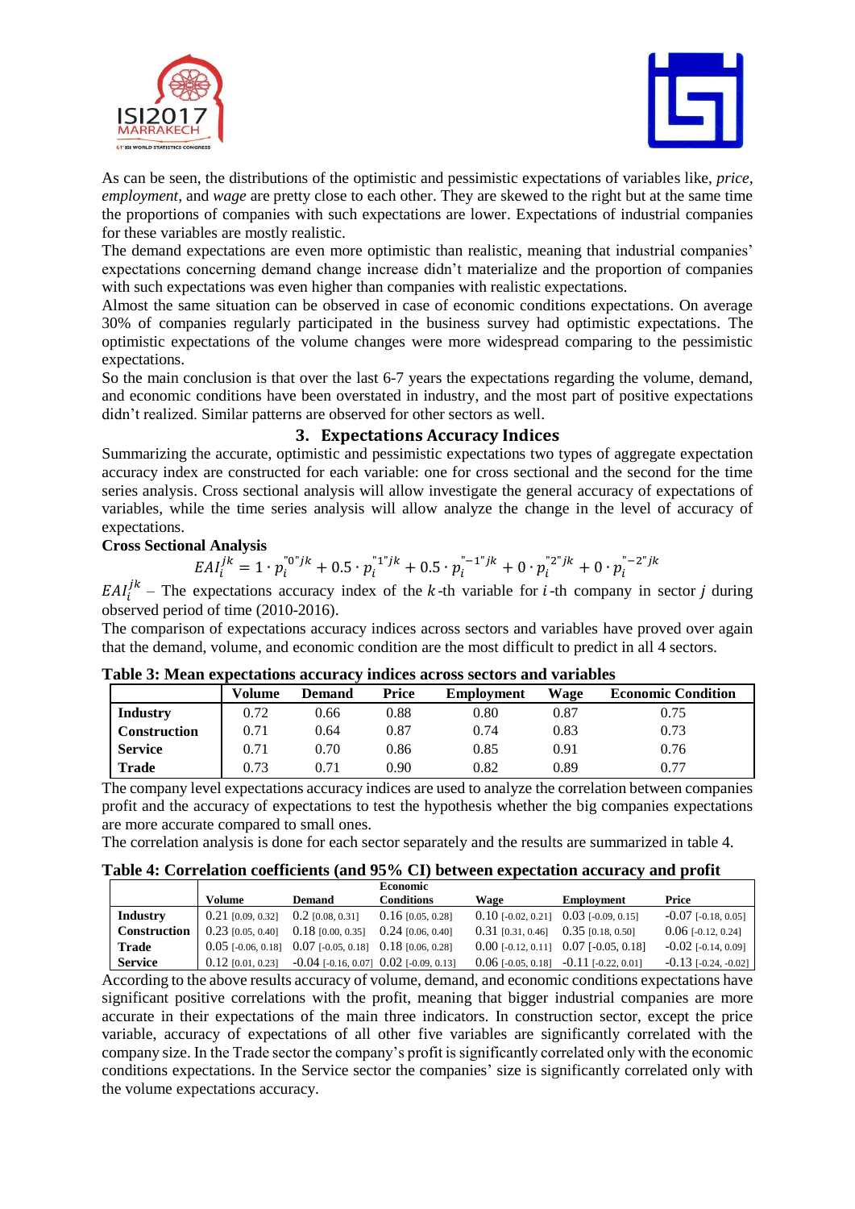As can be seen, the distributions of the optimistic and pessimistic expectations of variables like, *price*, *employment*, and *wage* are pretty close to each other. They are skewed to the right but at the same time the proportions of companies with such expectations are lower. Expectations of industrial companies for these variables are mostly realistic.

The demand expectations are even more optimistic than realistic, meaning that industrial companies' expectations concerning demand change increase didn't materialize and the proportion of companies with such expectations was even higher than companies with realistic expectations.

Almost the same situation can be observed in case of economic conditions expectations. On average 30% of companies regularly participated in the business survey had optimistic expectations. The optimistic expectations of the volume changes were more widespread comparing to the pessimistic expectations.

So the main conclusion is that over the last 6-7 years the expectations regarding the volume, demand, and economic conditions have been overstated in industry, and the most part of positive expectations didn't realized. Similar patterns are observed for other sectors as well.

## 3. Expectations Accuracy Indices

Summarizing the accurate, optimistic and pessimistic expectations two types of aggregate expectation accuracy index are constructed for each variable: one for cross sectional and the second for the time series analysis. Cross sectional analysis will allow investigate the general accuracy of expectations of variables, while the time series analysis will allow analyze the change in the level of accuracy of expectations.

**Cross Sectional Analysis**

$$EAI_i^{jk} = 1 \cdot p_i^{"0"jk} + 0.5 \cdot p_i^{"1"jk} + 0.5 \cdot p_i^{"-1"jk} + 0 \cdot p_i^{"2"jk} + 0 \cdot p_i^{"-2"jk}$$

$EAI_i^{jk}$ – The expectations accuracy index of the $k$-th variable for $i$-th company in sector $j$ during observed period of time (2010-2016).

The comparison of expectations accuracy indices across sectors and variables have proved over again that the demand, volume, and economic condition are the most difficult to predict in all 4 sectors.

**Table 3: Mean expectations accuracy indices across sectors and variables**

| | Volume | Demand | Price | Employment | Wage | Economic Condition |
|---|---|---|---|---|---|---|
| **Industry** | 0.72 | 0.66 | 0.88 | 0.80 | 0.87 | 0.75 |
| **Construction** | 0.71 | 0.64 | 0.87 | 0.74 | 0.83 | 0.73 |
| **Service** | 0.71 | 0.70 | 0.86 | 0.85 | 0.91 | 0.76 |
| **Trade** | 0.73 | 0.71 | 0.90 | 0.82 | 0.89 | 0.77 |

The company level expectations accuracy indices are used to analyze the correlation between companies profit and the accuracy of expectations to test the hypothesis whether the big companies expectations are more accurate compared to small ones.

The correlation analysis is done for each sector separately and the results are summarized in table 4.

**Table 4: Correlation coefficients (and 95% CI) between expectation accuracy and profit**

| | Volume | Demand | Economic Conditions | Wage | Employment | Price |
|---|---|---|---|---|---|---|
| **Industry** | 0.21 [0.09, 0.32] | 0.2 [0.08, 0.31] | 0.16 [0.05, 0.28] | 0.10 [-0.02, 0.21] | 0.03 [-0.09, 0.15] | -0.07 [-0.18, 0.05] |
| **Construction** | 0.23 [0.05, 0.40] | 0.18 [0.00, 0.35] | 0.24 [0.06, 0.40] | 0.31 [0.31, 0.46] | 0.35 [0.18, 0.50] | 0.06 [-0.12, 0.24] |
| **Trade** | 0.05 [-0.06, 0.18] | 0.07 [-0.05, 0.18] | 0.18 [0.06, 0.28] | 0.00 [-0.12, 0.11] | 0.07 [-0.05, 0.18] | -0.02 [-0.14, 0.09] |
| **Service** | 0.12 [0.01, 0.23] | -0.04 [-0.16, 0.07] | 0.02 [-0.09, 0.13] | 0.06 [-0.05, 0.18] | -0.11 [-0.22, 0.01] | -0.13 [-0.24, -0.02] |

According to the above results accuracy of volume, demand, and economic conditions expectations have significant positive correlations with the profit, meaning that bigger industrial companies are more accurate in their expectations of the main three indicators. In construction sector, except the price variable, accuracy of expectations of all other five variables are significantly correlated with the company size. In the Trade sector the company's profit is significantly correlated only with the economic conditions expectations. In the Service sector the companies' size is significantly correlated only with the volume expectations accuracy.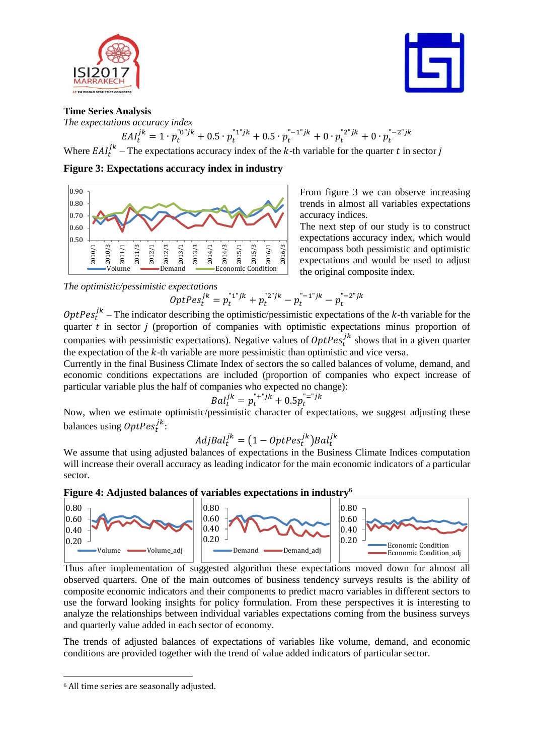**Time Series Analysis**

*The expectations accuracy index*

$$EAI_t^{jk} = 1 \cdot p_t^{"0"jk} + 0.5 \cdot p_t^{"1"jk} + 0.5 \cdot p_t^{"-1"jk} + 0 \cdot p_t^{"2"jk} + 0 \cdot p_t^{"-2"jk}$$

Where $EAI_t^{jk}$ – The expectations accuracy index of the $k$-th variable for the quarter $t$ in sector $j$

**Figure 3: Expectations accuracy index in industry**

From figure 3 we can observe increasing trends in almost all variables expectations accuracy indices.

The next step of our study is to construct expectations accuracy index, which would encompass both pessimistic and optimistic expectations and would be used to adjust the original composite index.

*The optimistic/pessimistic expectations*

$$OptPes_t^{jk} = p_t^{"1"jk} + p_t^{"2"jk} - p_t^{"-1"jk} - p_t^{"-2"jk}$$

$OptPes_t^{jk}$ – The indicator describing the optimistic/pessimistic expectations of the $k$-th variable for the quarter $t$ in sector $j$ (proportion of companies with optimistic expectations minus proportion of companies with pessimistic expectations). Negative values of $OptPes_t^{jk}$ shows that in a given quarter the expectation of the $k$-th variable are more pessimistic than optimistic and vice versa.

Currently in the final Business Climate Index of sectors the so called balances of volume, demand, and economic conditions expectations are included (proportion of companies who expect increase of particular variable plus the half of companies who expected no change):

$$Bal_t^{jk} = p_t^{"+"jk} + 0.5p_t^{"="jk}$$

Now, when we estimate optimistic/pessimistic character of expectations, we suggest adjusting these balances using $OptPes_t^{jk}$:

$$AdjBal_t^{jk} = \left(1 - OptPes_t^{jk}\right)Bal_t^{jk}$$

We assume that using adjusted balances of expectations in the Business Climate Indices computation will increase their overall accuracy as leading indicator for the main economic indicators of a particular sector.

**Figure 4: Adjusted balances of variables expectations in industry**[6]

Thus after implementation of suggested algorithm these expectations moved down for almost all observed quarters. One of the main outcomes of business tendency surveys results is the ability of composite economic indicators and their components to predict macro variables in different sectors to use the forward looking insights for policy formulation. From these perspectives it is interesting to analyze the relationships between individual variables expectations coming from the business surveys and quarterly value added in each sector of economy.

The trends of adjusted balances of expectations of variables like volume, demand, and economic conditions are provided together with the trend of value added indicators of particular sector.

[6] All time series are seasonally adjusted.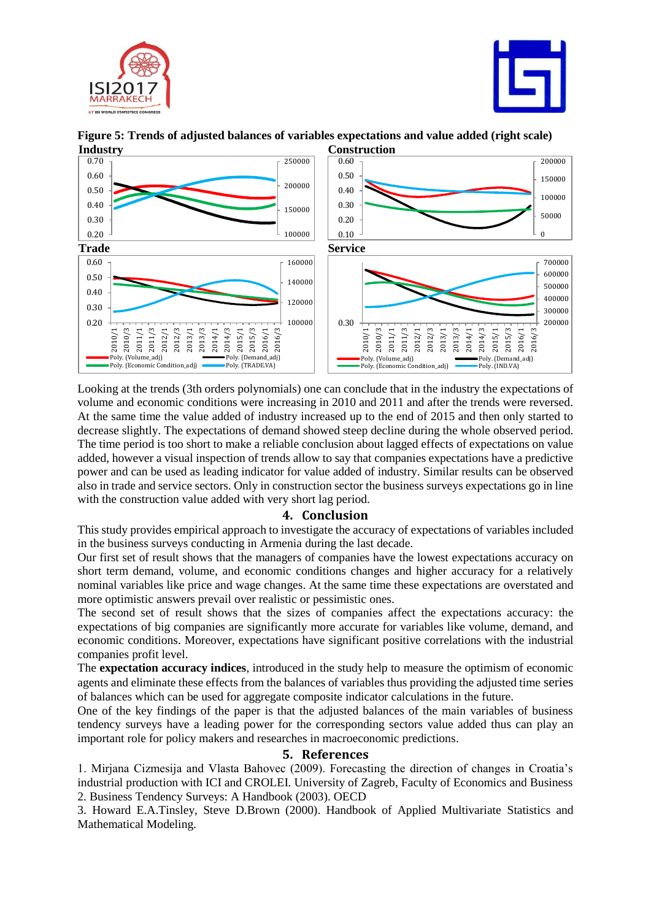**Figure 5: Trends of adjusted balances of variables expectations and value added (right scale)**

**Industry**

0.70
0.60
0.50
0.40
0.30
0.20
250000
200000
150000
100000

**Construction**

0.60
0.50
0.40
0.30
0.20
0.10
200000
150000
100000
50000
0

**Trade**

0.60
0.50
0.40
0.30
0.20
160000
140000
120000
100000
2010/1 2010/3 2011/1 2011/3 2012/1 2012/3 2013/1 2013/3 2014/1 2014/3 2015/1 2015/3 2016/1 2016/3

Poly. (Volume_adj) Poly. (Demand_adj) Poly. (Economic Condition_adj) Poly. (TRADE.VA)

**Service**

0.30
700000
600000
500000
400000
300000
200000
2010/1 2010/3 2011/1 2011/3 2012/1 2012/3 2013/1 2013/3 2014/1 2014/3 2015/1 2015/3 2016/1 2016/3

Poly. (Volume_adj) Poly. (Demand_adj) Poly. (Economic Condition_adj) Poly. (IND.VA)

Looking at the trends (3th orders polynomials) one can conclude that in the industry the expectations of volume and economic conditions were increasing in 2010 and 2011 and after the trends were reversed. At the same time the value added of industry increased up to the end of 2015 and then only started to decrease slightly. The expectations of demand showed steep decline during the whole observed period. The time period is too short to make a reliable conclusion about lagged effects of expectations on value added, however a visual inspection of trends allow to say that companies expectations have a predictive power and can be used as leading indicator for value added of industry. Similar results can be observed also in trade and service sectors. Only in construction sector the business surveys expectations go in line with the construction value added with very short lag period.

## 4. Conclusion

This study provides empirical approach to investigate the accuracy of expectations of variables included in the business surveys conducting in Armenia during the last decade.

Our first set of result shows that the managers of companies have the lowest expectations accuracy on short term demand, volume, and economic conditions changes and higher accuracy for a relatively nominal variables like price and wage changes. At the same time these expectations are overstated and more optimistic answers prevail over realistic or pessimistic ones.

The second set of result shows that the sizes of companies affect the expectations accuracy: the expectations of big companies are significantly more accurate for variables like volume, demand, and economic conditions. Moreover, expectations have significant positive correlations with the industrial companies profit level.

The **expectation accuracy indices**, introduced in the study help to measure the optimism of economic agents and eliminate these effects from the balances of variables thus providing the adjusted time series of balances which can be used for aggregate composite indicator calculations in the future.

One of the key findings of the paper is that the adjusted balances of the main variables of business tendency surveys have a leading power for the corresponding sectors value added thus can play an important role for policy makers and researches in macroeconomic predictions.

## 5. References

1. Mirjana Cizmesija and Vlasta Bahovec (2009). Forecasting the direction of changes in Croatia's industrial production with ICI and CROLEI. University of Zagreb, Faculty of Economics and Business
2. Business Tendency Surveys: A Handbook (2003). OECD
3. Howard E.A.Tinsley, Steve D.Brown (2000). Handbook of Applied Multivariate Statistics and Mathematical Modeling.